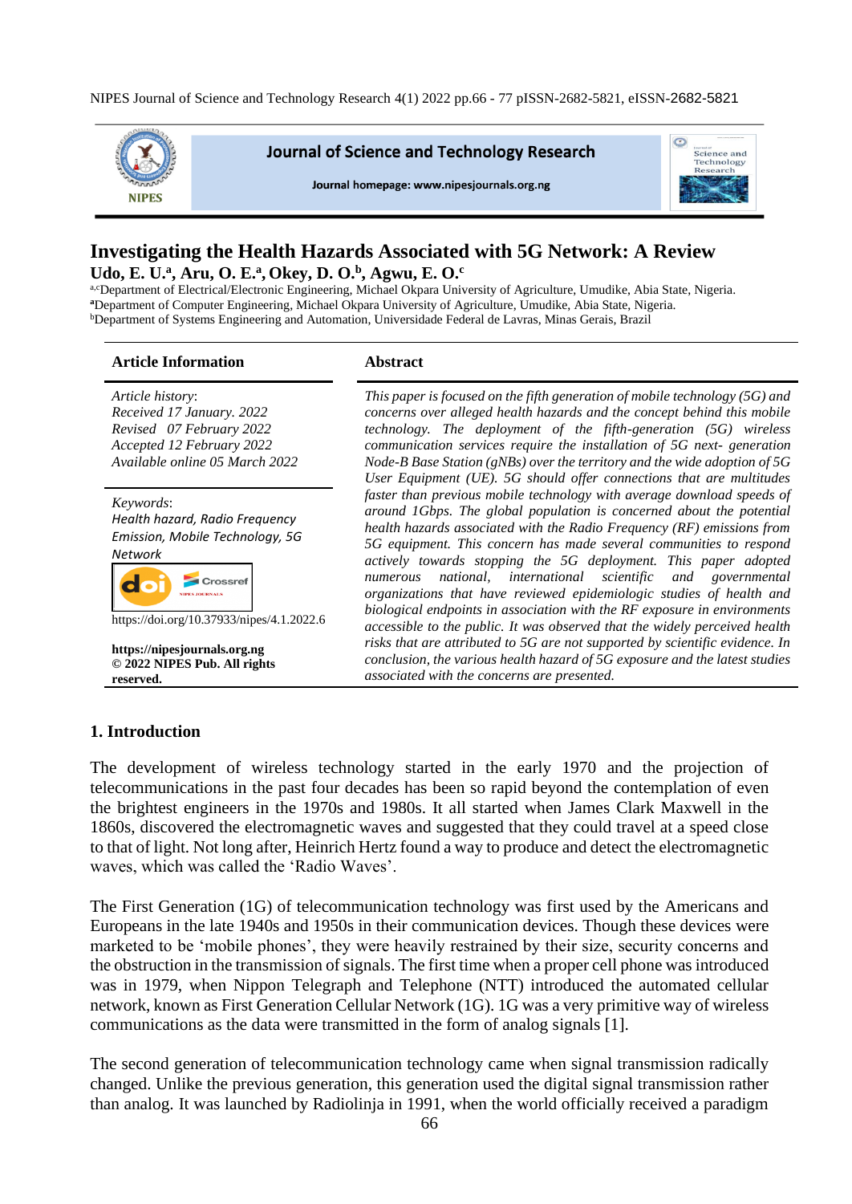# Investigating the Health Hazards Associated with 5G Network: A Review

**Udo, E. U.[a], Aru, O. E.[a], Okey, D. O.[b], Agwu, E. O.[c]**

[a,c]Department of Electrical/Electronic Engineering, Michael Okpara University of Agriculture, Umudike, Abia State, Nigeria.
[a]Department of Computer Engineering, Michael Okpara University of Agriculture, Umudike, Abia State, Nigeria.
[b]Department of Systems Engineering and Automation, Universidade Federal de Lavras, Minas Gerais, Brazil

## Article Information

*Article history*:
*Received 17 January. 2022*
*Revised 07 February 2022*
*Accepted 12 February 2022*
*Available online 05 March 2022*

*Keywords*:
*Health hazard, Radio Frequency Emission, Mobile Technology, 5G Network*

https://doi.org/10.37933/nipes/4.1.2022.6

**https://nipesjournals.org.ng**
**© 2022 NIPES Pub. All rights reserved.**

## Abstract

*This paper is focused on the fifth generation of mobile technology (5G) and concerns over alleged health hazards and the concept behind this mobile technology. The deployment of the fifth-generation (5G) wireless communication services require the installation of 5G next- generation Node-B Base Station (gNBs) over the territory and the wide adoption of 5G User Equipment (UE). 5G should offer connections that are multitudes faster than previous mobile technology with average download speeds of around 1Gbps. The global population is concerned about the potential health hazards associated with the Radio Frequency (RF) emissions from 5G equipment. This concern has made several communities to respond actively towards stopping the 5G deployment. This paper adopted numerous national, international scientific and governmental organizations that have reviewed epidemiologic studies of health and biological endpoints in association with the RF exposure in environments accessible to the public. It was observed that the widely perceived health risks that are attributed to 5G are not supported by scientific evidence. In conclusion, the various health hazard of 5G exposure and the latest studies associated with the concerns are presented.*

## 1. Introduction

The development of wireless technology started in the early 1970 and the projection of telecommunications in the past four decades has been so rapid beyond the contemplation of even the brightest engineers in the 1970s and 1980s. It all started when James Clark Maxwell in the 1860s, discovered the electromagnetic waves and suggested that they could travel at a speed close to that of light. Not long after, Heinrich Hertz found a way to produce and detect the electromagnetic waves, which was called the 'Radio Waves'.

The First Generation (1G) of telecommunication technology was first used by the Americans and Europeans in the late 1940s and 1950s in their communication devices. Though these devices were marketed to be 'mobile phones', they were heavily restrained by their size, security concerns and the obstruction in the transmission of signals. The first time when a proper cell phone was introduced was in 1979, when Nippon Telegraph and Telephone (NTT) introduced the automated cellular network, known as First Generation Cellular Network (1G). 1G was a very primitive way of wireless communications as the data were transmitted in the form of analog signals [1].

The second generation of telecommunication technology came when signal transmission radically changed. Unlike the previous generation, this generation used the digital signal transmission rather than analog. It was launched by Radiolinja in 1991, when the world officially received a paradigm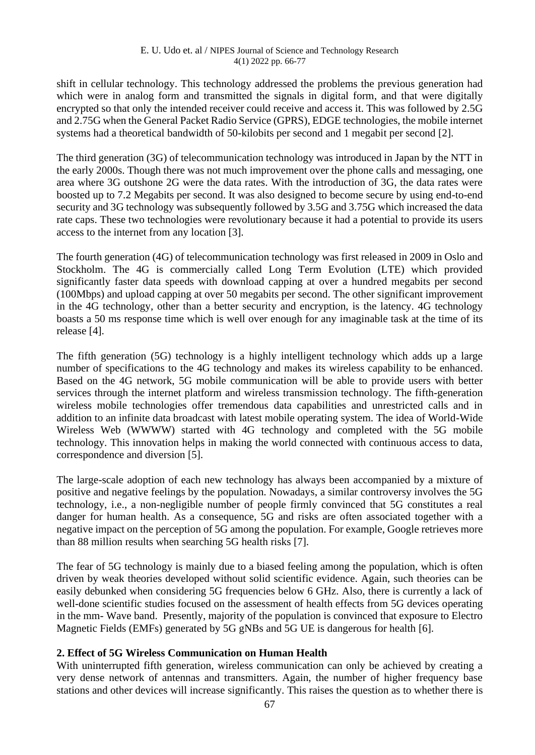shift in cellular technology. This technology addressed the problems the previous generation had which were in analog form and transmitted the signals in digital form, and that were digitally encrypted so that only the intended receiver could receive and access it. This was followed by 2.5G and 2.75G when the General Packet Radio Service (GPRS), EDGE technologies, the mobile internet systems had a theoretical bandwidth of 50-kilobits per second and 1 megabit per second [2].

The third generation (3G) of telecommunication technology was introduced in Japan by the NTT in the early 2000s. Though there was not much improvement over the phone calls and messaging, one area where 3G outshone 2G were the data rates. With the introduction of 3G, the data rates were boosted up to 7.2 Megabits per second. It was also designed to become secure by using end-to-end security and 3G technology was subsequently followed by 3.5G and 3.75G which increased the data rate caps. These two technologies were revolutionary because it had a potential to provide its users access to the internet from any location [3].

The fourth generation (4G) of telecommunication technology was first released in 2009 in Oslo and Stockholm. The 4G is commercially called Long Term Evolution (LTE) which provided significantly faster data speeds with download capping at over a hundred megabits per second (100Mbps) and upload capping at over 50 megabits per second. The other significant improvement in the 4G technology, other than a better security and encryption, is the latency. 4G technology boasts a 50 ms response time which is well over enough for any imaginable task at the time of its release [4].

The fifth generation (5G) technology is a highly intelligent technology which adds up a large number of specifications to the 4G technology and makes its wireless capability to be enhanced. Based on the 4G network, 5G mobile communication will be able to provide users with better services through the internet platform and wireless transmission technology. The fifth-generation wireless mobile technologies offer tremendous data capabilities and unrestricted calls and in addition to an infinite data broadcast with latest mobile operating system. The idea of World-Wide Wireless Web (WWWW) started with 4G technology and completed with the 5G mobile technology. This innovation helps in making the world connected with continuous access to data, correspondence and diversion [5].

The large-scale adoption of each new technology has always been accompanied by a mixture of positive and negative feelings by the population. Nowadays, a similar controversy involves the 5G technology, i.e., a non-negligible number of people firmly convinced that 5G constitutes a real danger for human health. As a consequence, 5G and risks are often associated together with a negative impact on the perception of 5G among the population. For example, Google retrieves more than 88 million results when searching 5G health risks [7].

The fear of 5G technology is mainly due to a biased feeling among the population, which is often driven by weak theories developed without solid scientific evidence. Again, such theories can be easily debunked when considering 5G frequencies below 6 GHz. Also, there is currently a lack of well-done scientific studies focused on the assessment of health effects from 5G devices operating in the mm- Wave band. Presently, majority of the population is convinced that exposure to Electro Magnetic Fields (EMFs) generated by 5G gNBs and 5G UE is dangerous for health [6].

## 2. Effect of 5G Wireless Communication on Human Health

With uninterrupted fifth generation, wireless communication can only be achieved by creating a very dense network of antennas and transmitters. Again, the number of higher frequency base stations and other devices will increase significantly. This raises the question as to whether there is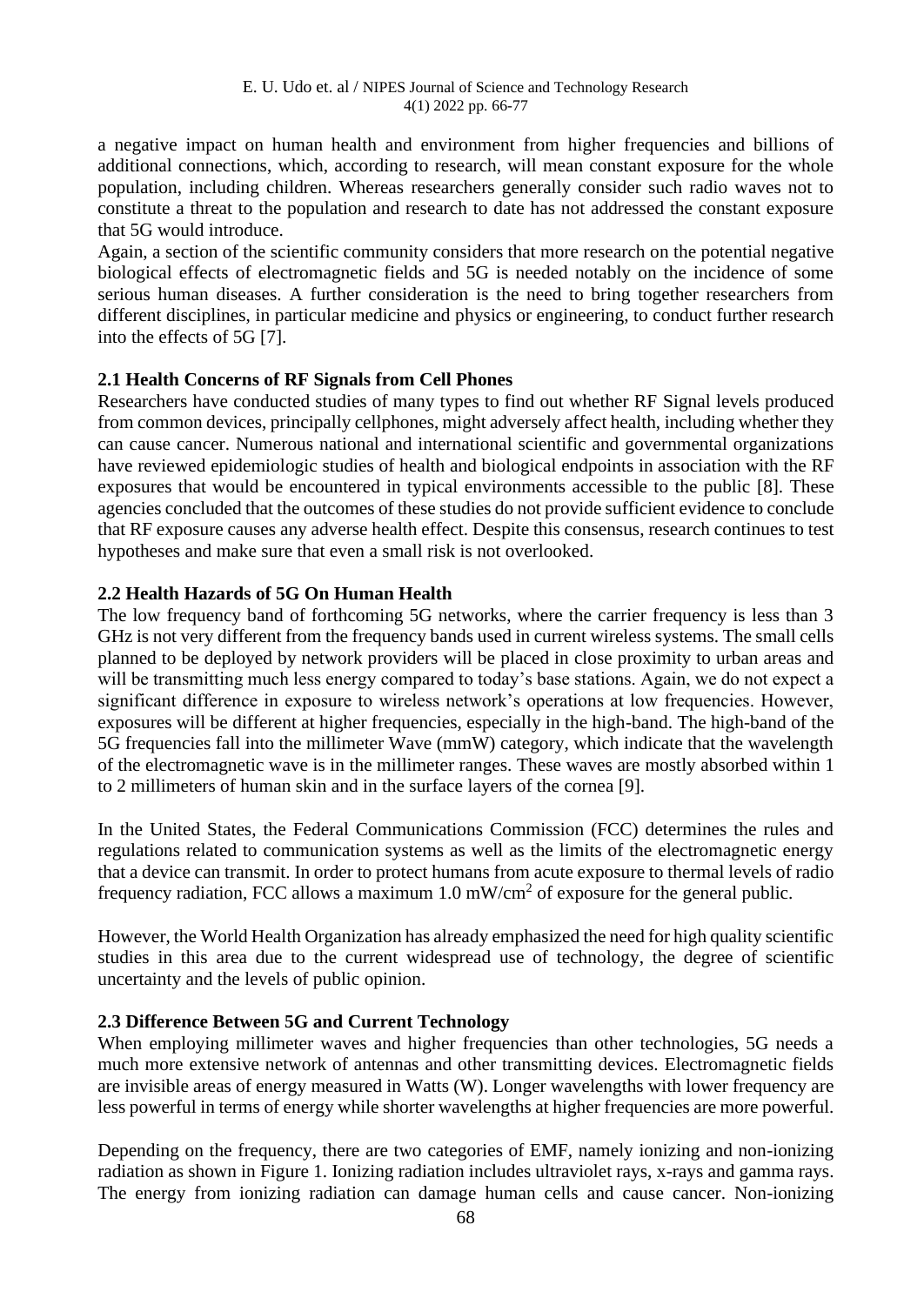a negative impact on human health and environment from higher frequencies and billions of additional connections, which, according to research, will mean constant exposure for the whole population, including children. Whereas researchers generally consider such radio waves not to constitute a threat to the population and research to date has not addressed the constant exposure that 5G would introduce.

Again, a section of the scientific community considers that more research on the potential negative biological effects of electromagnetic fields and 5G is needed notably on the incidence of some serious human diseases. A further consideration is the need to bring together researchers from different disciplines, in particular medicine and physics or engineering, to conduct further research into the effects of 5G [7].

### 2.1 Health Concerns of RF Signals from Cell Phones

Researchers have conducted studies of many types to find out whether RF Signal levels produced from common devices, principally cellphones, might adversely affect health, including whether they can cause cancer. Numerous national and international scientific and governmental organizations have reviewed epidemiologic studies of health and biological endpoints in association with the RF exposures that would be encountered in typical environments accessible to the public [8]. These agencies concluded that the outcomes of these studies do not provide sufficient evidence to conclude that RF exposure causes any adverse health effect. Despite this consensus, research continues to test hypotheses and make sure that even a small risk is not overlooked.

### 2.2 Health Hazards of 5G On Human Health

The low frequency band of forthcoming 5G networks, where the carrier frequency is less than 3 GHz is not very different from the frequency bands used in current wireless systems. The small cells planned to be deployed by network providers will be placed in close proximity to urban areas and will be transmitting much less energy compared to today's base stations. Again, we do not expect a significant difference in exposure to wireless network's operations at low frequencies. However, exposures will be different at higher frequencies, especially in the high-band. The high-band of the 5G frequencies fall into the millimeter Wave (mmW) category, which indicate that the wavelength of the electromagnetic wave is in the millimeter ranges. These waves are mostly absorbed within 1 to 2 millimeters of human skin and in the surface layers of the cornea [9].

In the United States, the Federal Communications Commission (FCC) determines the rules and regulations related to communication systems as well as the limits of the electromagnetic energy that a device can transmit. In order to protect humans from acute exposure to thermal levels of radio frequency radiation, FCC allows a maximum 1.0 $mW/cm^2$ of exposure for the general public.

However, the World Health Organization has already emphasized the need for high quality scientific studies in this area due to the current widespread use of technology, the degree of scientific uncertainty and the levels of public opinion.

### 2.3 Difference Between 5G and Current Technology

When employing millimeter waves and higher frequencies than other technologies, 5G needs a much more extensive network of antennas and other transmitting devices. Electromagnetic fields are invisible areas of energy measured in Watts (W). Longer wavelengths with lower frequency are less powerful in terms of energy while shorter wavelengths at higher frequencies are more powerful.

Depending on the frequency, there are two categories of EMF, namely ionizing and non-ionizing radiation as shown in Figure 1. Ionizing radiation includes ultraviolet rays, x-rays and gamma rays. The energy from ionizing radiation can damage human cells and cause cancer. Non-ionizing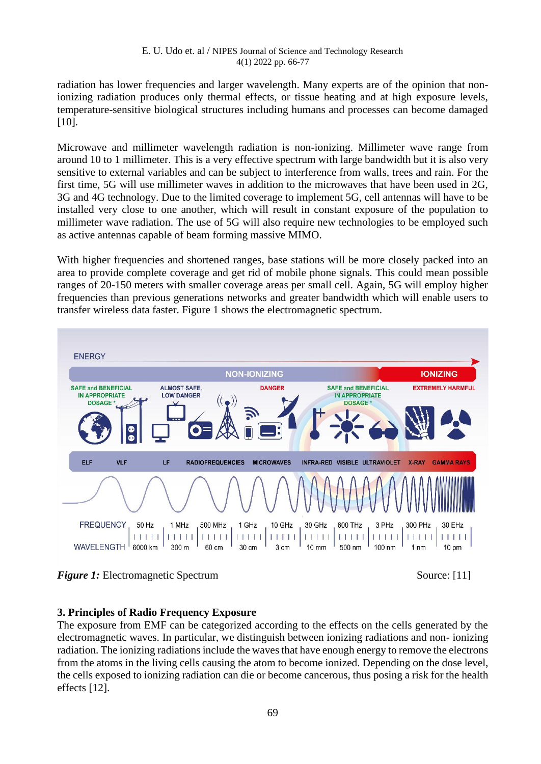radiation has lower frequencies and larger wavelength. Many experts are of the opinion that non-ionizing radiation produces only thermal effects, or tissue heating and at high exposure levels, temperature-sensitive biological structures including humans and processes can become damaged [10].

Microwave and millimeter wavelength radiation is non-ionizing. Millimeter wave range from around 10 to 1 millimeter. This is a very effective spectrum with large bandwidth but it is also very sensitive to external variables and can be subject to interference from walls, trees and rain. For the first time, 5G will use millimeter waves in addition to the microwaves that have been used in 2G, 3G and 4G technology. Due to the limited coverage to implement 5G, cell antennas will have to be installed very close to one another, which will result in constant exposure of the population to millimeter wave radiation. The use of 5G will also require new technologies to be employed such as active antennas capable of beam forming massive MIMO.

With higher frequencies and shortened ranges, base stations will be more closely packed into an area to provide complete coverage and get rid of mobile phone signals. This could mean possible ranges of 20-150 meters with smaller coverage areas per small cell. Again, 5G will employ higher frequencies than previous generations networks and greater bandwidth which will enable users to transfer wireless data faster. Figure 1 shows the electromagnetic spectrum.

***Figure 1:*** Electromagnetic Spectrum Source: [11]

### 3. Principles of Radio Frequency Exposure

The exposure from EMF can be categorized according to the effects on the cells generated by the electromagnetic waves. In particular, we distinguish between ionizing radiations and non- ionizing radiation. The ionizing radiations include the waves that have enough energy to remove the electrons from the atoms in the living cells causing the atom to become ionized. Depending on the dose level, the cells exposed to ionizing radiation can die or become cancerous, thus posing a risk for the health effects [12].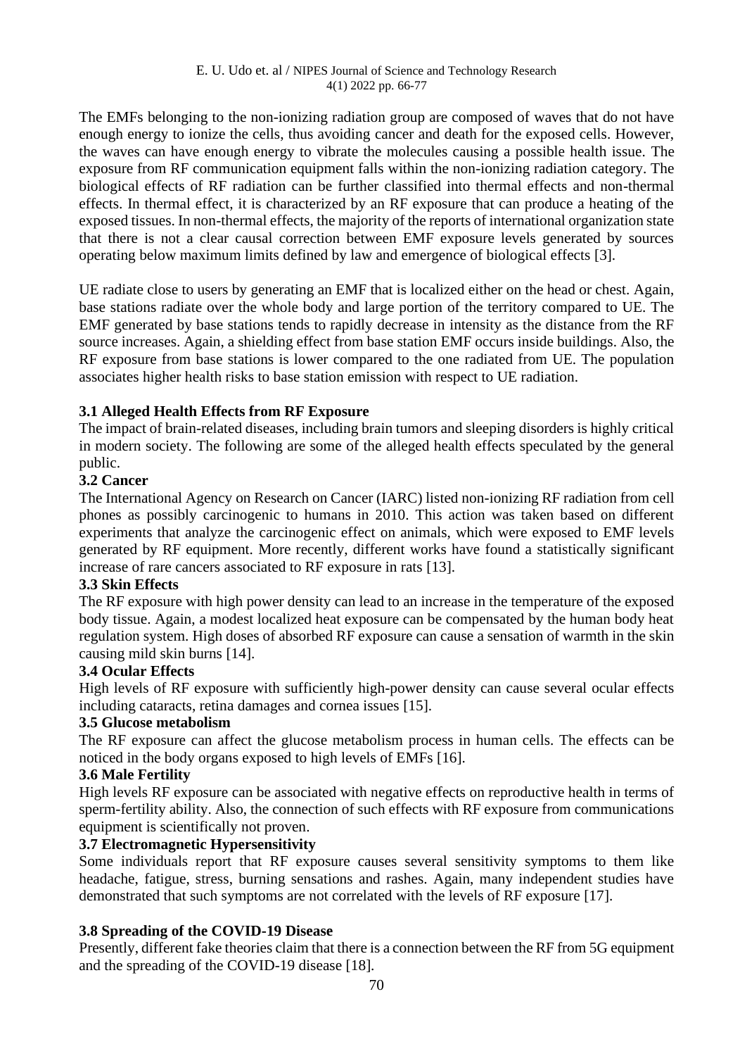The EMFs belonging to the non-ionizing radiation group are composed of waves that do not have enough energy to ionize the cells, thus avoiding cancer and death for the exposed cells. However, the waves can have enough energy to vibrate the molecules causing a possible health issue. The exposure from RF communication equipment falls within the non-ionizing radiation category. The biological effects of RF radiation can be further classified into thermal effects and non-thermal effects. In thermal effect, it is characterized by an RF exposure that can produce a heating of the exposed tissues. In non-thermal effects, the majority of the reports of international organization state that there is not a clear causal correction between EMF exposure levels generated by sources operating below maximum limits defined by law and emergence of biological effects [3].

UE radiate close to users by generating an EMF that is localized either on the head or chest. Again, base stations radiate over the whole body and large portion of the territory compared to UE. The EMF generated by base stations tends to rapidly decrease in intensity as the distance from the RF source increases. Again, a shielding effect from base station EMF occurs inside buildings. Also, the RF exposure from base stations is lower compared to the one radiated from UE. The population associates higher health risks to base station emission with respect to UE radiation.

### 3.1 Alleged Health Effects from RF Exposure

The impact of brain-related diseases, including brain tumors and sleeping disorders is highly critical in modern society. The following are some of the alleged health effects speculated by the general public.

### 3.2 Cancer

The International Agency on Research on Cancer (IARC) listed non-ionizing RF radiation from cell phones as possibly carcinogenic to humans in 2010. This action was taken based on different experiments that analyze the carcinogenic effect on animals, which were exposed to EMF levels generated by RF equipment. More recently, different works have found a statistically significant increase of rare cancers associated to RF exposure in rats [13].

### 3.3 Skin Effects

The RF exposure with high power density can lead to an increase in the temperature of the exposed body tissue. Again, a modest localized heat exposure can be compensated by the human body heat regulation system. High doses of absorbed RF exposure can cause a sensation of warmth in the skin causing mild skin burns [14].

### 3.4 Ocular Effects

High levels of RF exposure with sufficiently high-power density can cause several ocular effects including cataracts, retina damages and cornea issues [15].

### 3.5 Glucose metabolism

The RF exposure can affect the glucose metabolism process in human cells. The effects can be noticed in the body organs exposed to high levels of EMFs [16].

### 3.6 Male Fertility

High levels RF exposure can be associated with negative effects on reproductive health in terms of sperm-fertility ability. Also, the connection of such effects with RF exposure from communications equipment is scientifically not proven.

### 3.7 Electromagnetic Hypersensitivity

Some individuals report that RF exposure causes several sensitivity symptoms to them like headache, fatigue, stress, burning sensations and rashes. Again, many independent studies have demonstrated that such symptoms are not correlated with the levels of RF exposure [17].

### 3.8 Spreading of the COVID-19 Disease

Presently, different fake theories claim that there is a connection between the RF from 5G equipment and the spreading of the COVID-19 disease [18].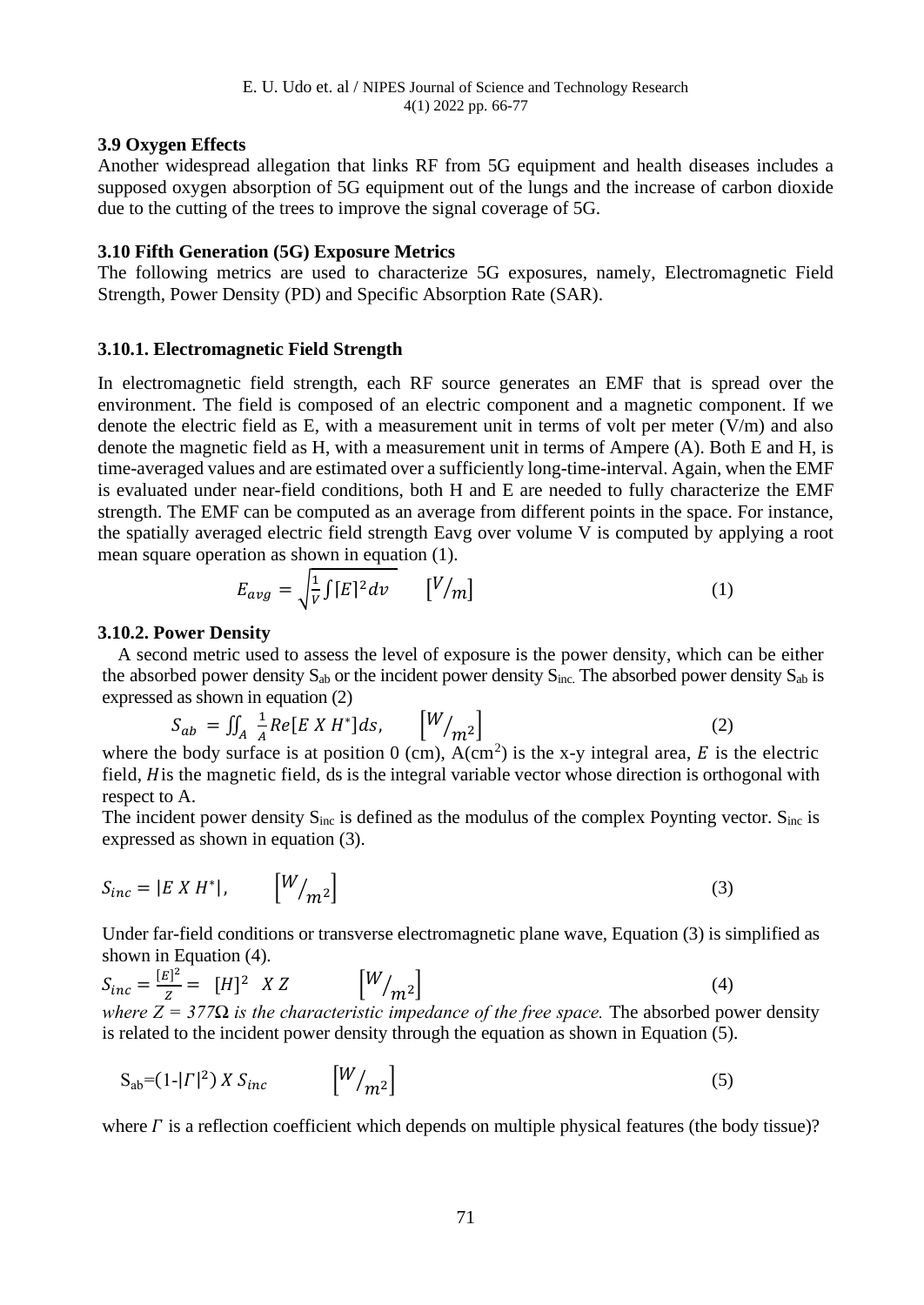### 3.9 Oxygen Effects

Another widespread allegation that links RF from 5G equipment and health diseases includes a supposed oxygen absorption of 5G equipment out of the lungs and the increase of carbon dioxide due to the cutting of the trees to improve the signal coverage of 5G.

### 3.10 Fifth Generation (5G) Exposure Metrics

The following metrics are used to characterize 5G exposures, namely, Electromagnetic Field Strength, Power Density (PD) and Specific Absorption Rate (SAR).

### 3.10.1. Electromagnetic Field Strength

In electromagnetic field strength, each RF source generates an EMF that is spread over the environment. The field is composed of an electric component and a magnetic component. If we denote the electric field as E, with a measurement unit in terms of volt per meter (V/m) and also denote the magnetic field as H, with a measurement unit in terms of Ampere (A). Both E and H, is time-averaged values and are estimated over a sufficiently long-time-interval. Again, when the EMF is evaluated under near-field conditions, both H and E are needed to fully characterize the EMF strength. The EMF can be computed as an average from different points in the space. For instance, the spatially averaged electric field strength Eavg over volume V is computed by applying a root mean square operation as shown in equation (1).

$$E_{avg} = \sqrt{\frac{1}{V}\int [E]^2 dv} \qquad [V/m] \tag{1}$$

### 3.10.2. Power Density

A second metric used to assess the level of exposure is the power density, which can be either the absorbed power density $S_{ab}$ or the incident power density $S_{inc.}$ The absorbed power density $S_{ab}$ is expressed as shown in equation (2)

$$S_{ab} = \iint_A \frac{1}{A} Re[E \ X \ H^*] ds, \qquad [W/m^2] \tag{2}$$

where the body surface is at position 0 (cm), A(cm$^2$) is the x-y integral area, $E$ is the electric field, $H$is the magnetic field, ds is the integral variable vector whose direction is orthogonal with respect to A.

The incident power density $S_{inc}$ is defined as the modulus of the complex Poynting vector. $S_{inc}$ is expressed as shown in equation (3).

$$S_{inc} = |E \ X \ H^*|, \qquad [W/m^2] \tag{3}$$

Under far-field conditions or transverse electromagnetic plane wave, Equation (3) is simplified as shown in Equation (4).

$$S_{inc} = \frac{[E]^2}{Z} = \ [H]^2 \ \ X \ Z \qquad [W/m^2] \tag{4}$$

*where Z = 377Ω is the characteristic impedance of the free space.* The absorbed power density is related to the incident power density through the equation as shown in Equation (5).

$$S_{ab}=(1\text{-}|\Gamma|^2) \ X \ S_{inc} \qquad [W/m^2] \tag{5}$$

where $\Gamma$ is a reflection coefficient which depends on multiple physical features (the body tissue)?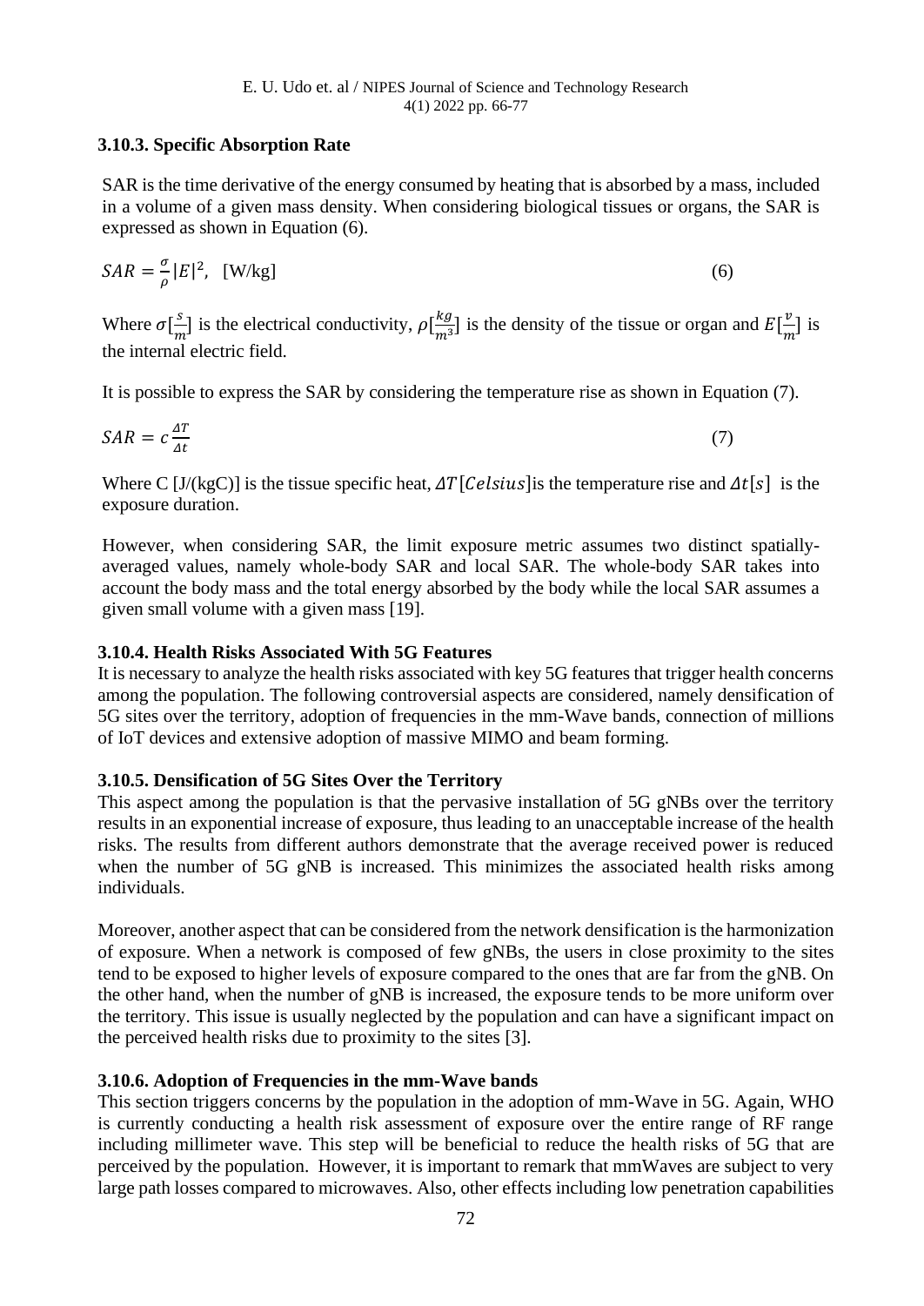### 3.10.3. Specific Absorption Rate

SAR is the time derivative of the energy consumed by heating that is absorbed by a mass, included in a volume of a given mass density. When considering biological tissues or organs, the SAR is expressed as shown in Equation (6).

$$SAR = \frac{\sigma}{\rho}|E|^2, \quad [\text{W/kg}] \tag{6}$$

Where $\sigma[\frac{s}{m}]$ is the electrical conductivity, $\rho[\frac{kg}{m^3}]$ is the density of the tissue or organ and $E[\frac{v}{m}]$ is the internal electric field.

It is possible to express the SAR by considering the temperature rise as shown in Equation (7).

$$SAR = c\frac{\Delta T}{\Delta t} \tag{7}$$

Where C [J/(kgC)] is the tissue specific heat, $\Delta T\,[Celsius]$is the temperature rise and $\Delta t[s]$ is the exposure duration.

However, when considering SAR, the limit exposure metric assumes two distinct spatially-averaged values, namely whole-body SAR and local SAR. The whole-body SAR takes into account the body mass and the total energy absorbed by the body while the local SAR assumes a given small volume with a given mass [19].

### 3.10.4. Health Risks Associated With 5G Features

It is necessary to analyze the health risks associated with key 5G features that trigger health concerns among the population. The following controversial aspects are considered, namely densification of 5G sites over the territory, adoption of frequencies in the mm-Wave bands, connection of millions of IoT devices and extensive adoption of massive MIMO and beam forming.

### 3.10.5. Densification of 5G Sites Over the Territory

This aspect among the population is that the pervasive installation of 5G gNBs over the territory results in an exponential increase of exposure, thus leading to an unacceptable increase of the health risks. The results from different authors demonstrate that the average received power is reduced when the number of 5G gNB is increased. This minimizes the associated health risks among individuals.

Moreover, another aspect that can be considered from the network densification is the harmonization of exposure. When a network is composed of few gNBs, the users in close proximity to the sites tend to be exposed to higher levels of exposure compared to the ones that are far from the gNB. On the other hand, when the number of gNB is increased, the exposure tends to be more uniform over the territory. This issue is usually neglected by the population and can have a significant impact on the perceived health risks due to proximity to the sites [3].

### 3.10.6. Adoption of Frequencies in the mm-Wave bands

This section triggers concerns by the population in the adoption of mm-Wave in 5G. Again, WHO is currently conducting a health risk assessment of exposure over the entire range of RF range including millimeter wave. This step will be beneficial to reduce the health risks of 5G that are perceived by the population. However, it is important to remark that mmWaves are subject to very large path losses compared to microwaves. Also, other effects including low penetration capabilities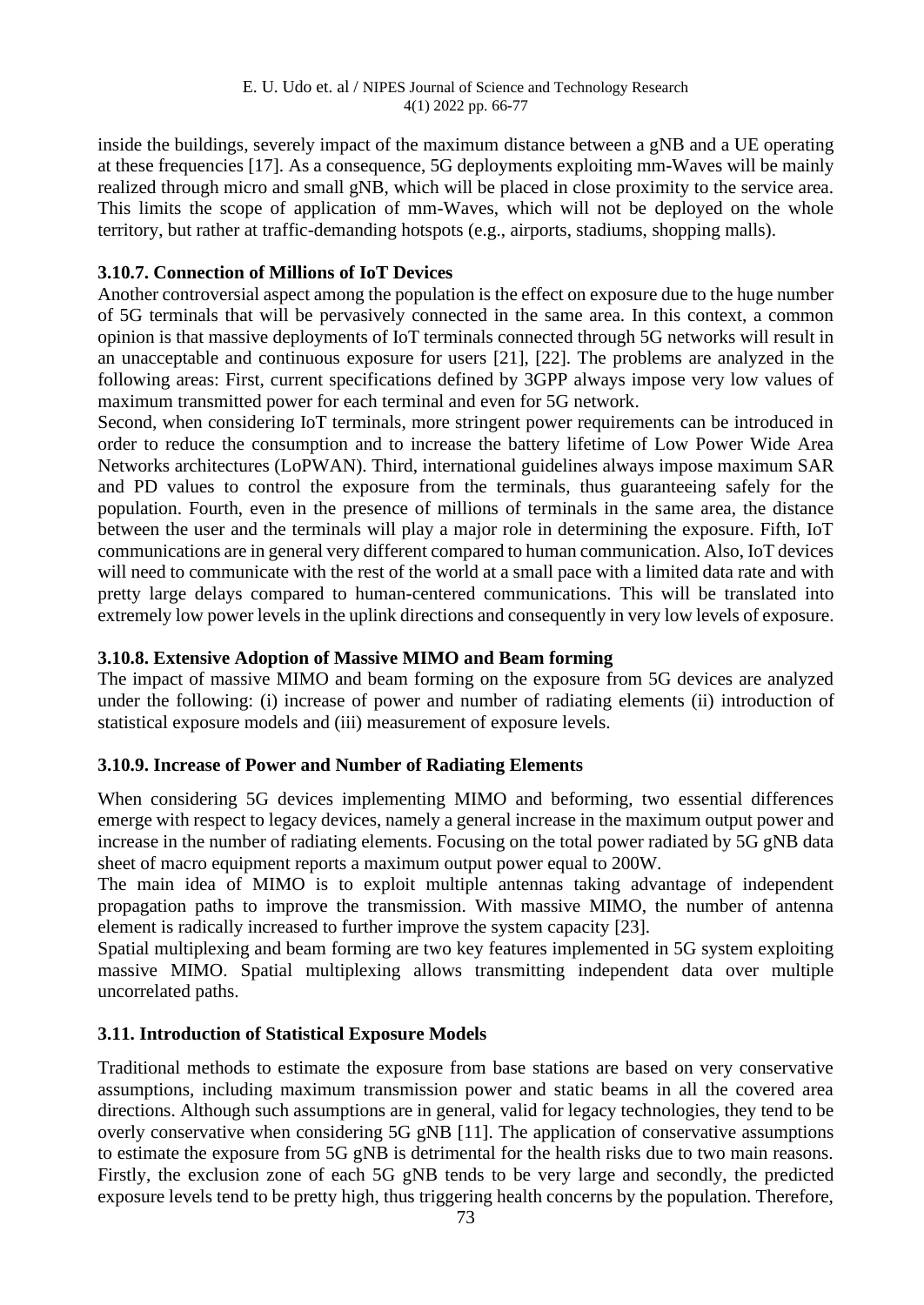inside the buildings, severely impact of the maximum distance between a gNB and a UE operating at these frequencies [17]. As a consequence, 5G deployments exploiting mm-Waves will be mainly realized through micro and small gNB, which will be placed in close proximity to the service area. This limits the scope of application of mm-Waves, which will not be deployed on the whole territory, but rather at traffic-demanding hotspots (e.g., airports, stadiums, shopping malls).

### 3.10.7. Connection of Millions of IoT Devices

Another controversial aspect among the population is the effect on exposure due to the huge number of 5G terminals that will be pervasively connected in the same area. In this context, a common opinion is that massive deployments of IoT terminals connected through 5G networks will result in an unacceptable and continuous exposure for users [21], [22]. The problems are analyzed in the following areas: First, current specifications defined by 3GPP always impose very low values of maximum transmitted power for each terminal and even for 5G network.

Second, when considering IoT terminals, more stringent power requirements can be introduced in order to reduce the consumption and to increase the battery lifetime of Low Power Wide Area Networks architectures (LoPWAN). Third, international guidelines always impose maximum SAR and PD values to control the exposure from the terminals, thus guaranteeing safely for the population. Fourth, even in the presence of millions of terminals in the same area, the distance between the user and the terminals will play a major role in determining the exposure. Fifth, IoT communications are in general very different compared to human communication. Also, IoT devices will need to communicate with the rest of the world at a small pace with a limited data rate and with pretty large delays compared to human-centered communications. This will be translated into extremely low power levels in the uplink directions and consequently in very low levels of exposure.

### 3.10.8. Extensive Adoption of Massive MIMO and Beam forming

The impact of massive MIMO and beam forming on the exposure from 5G devices are analyzed under the following: (i) increase of power and number of radiating elements (ii) introduction of statistical exposure models and (iii) measurement of exposure levels.

### 3.10.9. Increase of Power and Number of Radiating Elements

When considering 5G devices implementing MIMO and beforming, two essential differences emerge with respect to legacy devices, namely a general increase in the maximum output power and increase in the number of radiating elements. Focusing on the total power radiated by 5G gNB data sheet of macro equipment reports a maximum output power equal to 200W.

The main idea of MIMO is to exploit multiple antennas taking advantage of independent propagation paths to improve the transmission. With massive MIMO, the number of antenna element is radically increased to further improve the system capacity [23].

Spatial multiplexing and beam forming are two key features implemented in 5G system exploiting massive MIMO. Spatial multiplexing allows transmitting independent data over multiple uncorrelated paths.

### 3.11. Introduction of Statistical Exposure Models

Traditional methods to estimate the exposure from base stations are based on very conservative assumptions, including maximum transmission power and static beams in all the covered area directions. Although such assumptions are in general, valid for legacy technologies, they tend to be overly conservative when considering 5G gNB [11]. The application of conservative assumptions to estimate the exposure from 5G gNB is detrimental for the health risks due to two main reasons. Firstly, the exclusion zone of each 5G gNB tends to be very large and secondly, the predicted exposure levels tend to be pretty high, thus triggering health concerns by the population. Therefore,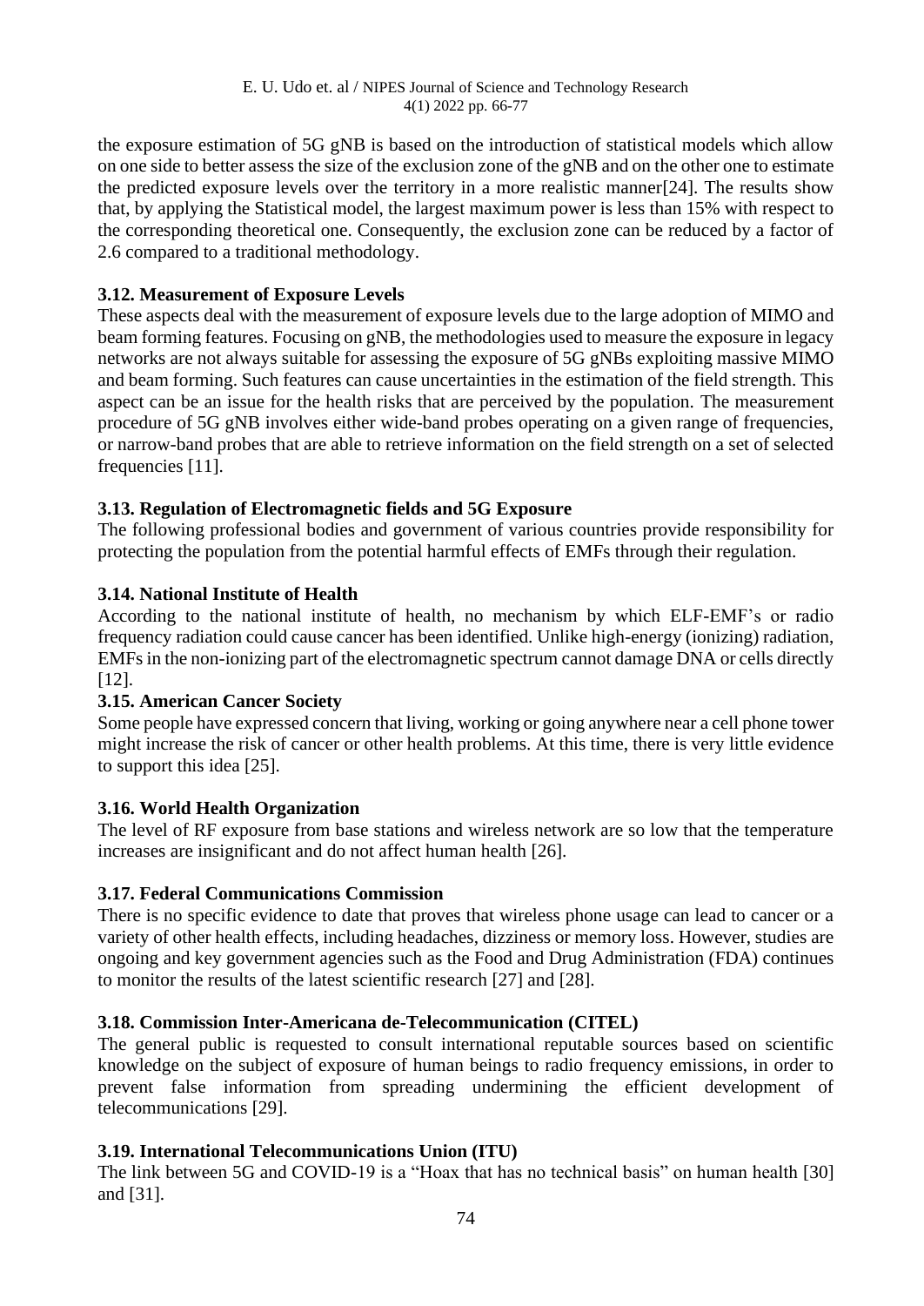the exposure estimation of 5G gNB is based on the introduction of statistical models which allow on one side to better assess the size of the exclusion zone of the gNB and on the other one to estimate the predicted exposure levels over the territory in a more realistic manner[24]. The results show that, by applying the Statistical model, the largest maximum power is less than 15% with respect to the corresponding theoretical one. Consequently, the exclusion zone can be reduced by a factor of 2.6 compared to a traditional methodology.

### 3.12. Measurement of Exposure Levels

These aspects deal with the measurement of exposure levels due to the large adoption of MIMO and beam forming features. Focusing on gNB, the methodologies used to measure the exposure in legacy networks are not always suitable for assessing the exposure of 5G gNBs exploiting massive MIMO and beam forming. Such features can cause uncertainties in the estimation of the field strength. This aspect can be an issue for the health risks that are perceived by the population. The measurement procedure of 5G gNB involves either wide-band probes operating on a given range of frequencies, or narrow-band probes that are able to retrieve information on the field strength on a set of selected frequencies [11].

### 3.13. Regulation of Electromagnetic fields and 5G Exposure

The following professional bodies and government of various countries provide responsibility for protecting the population from the potential harmful effects of EMFs through their regulation.

### 3.14. National Institute of Health

According to the national institute of health, no mechanism by which ELF-EMF's or radio frequency radiation could cause cancer has been identified. Unlike high-energy (ionizing) radiation, EMFs in the non-ionizing part of the electromagnetic spectrum cannot damage DNA or cells directly [12].

### 3.15. American Cancer Society

Some people have expressed concern that living, working or going anywhere near a cell phone tower might increase the risk of cancer or other health problems. At this time, there is very little evidence to support this idea [25].

### 3.16. World Health Organization

The level of RF exposure from base stations and wireless network are so low that the temperature increases are insignificant and do not affect human health [26].

### 3.17. Federal Communications Commission

There is no specific evidence to date that proves that wireless phone usage can lead to cancer or a variety of other health effects, including headaches, dizziness or memory loss. However, studies are ongoing and key government agencies such as the Food and Drug Administration (FDA) continues to monitor the results of the latest scientific research [27] and [28].

### 3.18. Commission Inter-Americana de-Telecommunication (CITEL)

The general public is requested to consult international reputable sources based on scientific knowledge on the subject of exposure of human beings to radio frequency emissions, in order to prevent false information from spreading undermining the efficient development of telecommunications [29].

### 3.19. International Telecommunications Union (ITU)

The link between 5G and COVID-19 is a "Hoax that has no technical basis" on human health [30] and [31].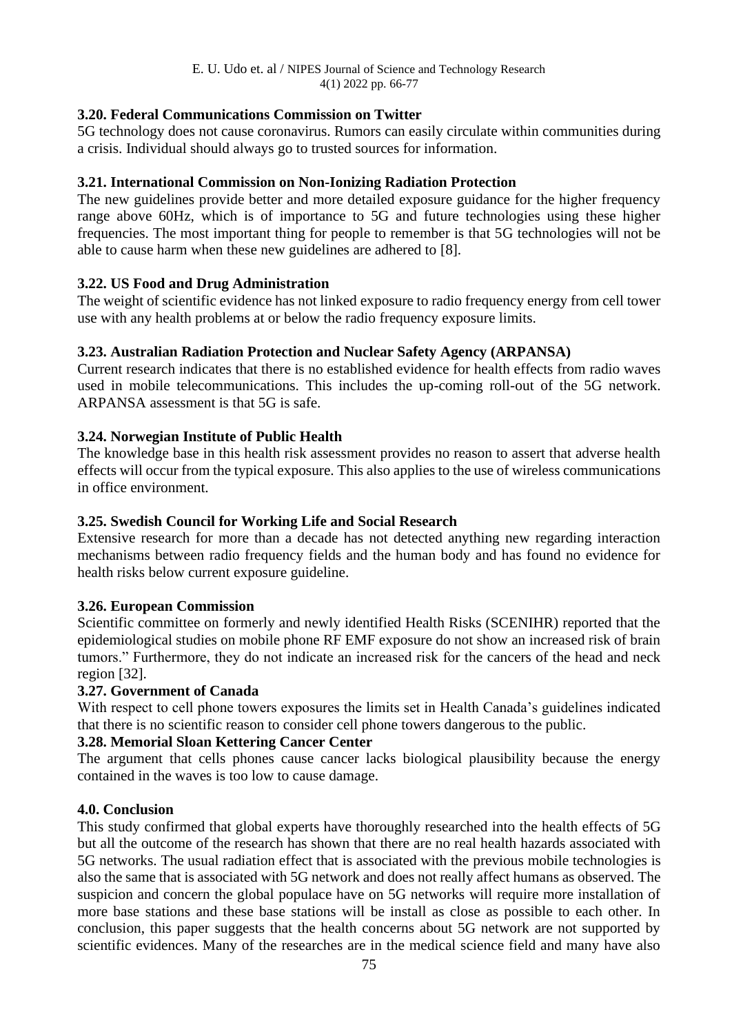### 3.20. Federal Communications Commission on Twitter

5G technology does not cause coronavirus. Rumors can easily circulate within communities during a crisis. Individual should always go to trusted sources for information.

### 3.21. International Commission on Non-Ionizing Radiation Protection

The new guidelines provide better and more detailed exposure guidance for the higher frequency range above 60Hz, which is of importance to 5G and future technologies using these higher frequencies. The most important thing for people to remember is that 5G technologies will not be able to cause harm when these new guidelines are adhered to [8].

### 3.22. US Food and Drug Administration

The weight of scientific evidence has not linked exposure to radio frequency energy from cell tower use with any health problems at or below the radio frequency exposure limits.

### 3.23. Australian Radiation Protection and Nuclear Safety Agency (ARPANSA)

Current research indicates that there is no established evidence for health effects from radio waves used in mobile telecommunications. This includes the up-coming roll-out of the 5G network. ARPANSA assessment is that 5G is safe.

### 3.24. Norwegian Institute of Public Health

The knowledge base in this health risk assessment provides no reason to assert that adverse health effects will occur from the typical exposure. This also applies to the use of wireless communications in office environment.

### 3.25. Swedish Council for Working Life and Social Research

Extensive research for more than a decade has not detected anything new regarding interaction mechanisms between radio frequency fields and the human body and has found no evidence for health risks below current exposure guideline.

### 3.26. European Commission

Scientific committee on formerly and newly identified Health Risks (SCENIHR) reported that the epidemiological studies on mobile phone RF EMF exposure do not show an increased risk of brain tumors." Furthermore, they do not indicate an increased risk for the cancers of the head and neck region [32].

### 3.27. Government of Canada

With respect to cell phone towers exposures the limits set in Health Canada's guidelines indicated that there is no scientific reason to consider cell phone towers dangerous to the public.

### 3.28. Memorial Sloan Kettering Cancer Center

The argument that cells phones cause cancer lacks biological plausibility because the energy contained in the waves is too low to cause damage.

## 4.0. Conclusion

This study confirmed that global experts have thoroughly researched into the health effects of 5G but all the outcome of the research has shown that there are no real health hazards associated with 5G networks. The usual radiation effect that is associated with the previous mobile technologies is also the same that is associated with 5G network and does not really affect humans as observed. The suspicion and concern the global populace have on 5G networks will require more installation of more base stations and these base stations will be install as close as possible to each other. In conclusion, this paper suggests that the health concerns about 5G network are not supported by scientific evidences. Many of the researches are in the medical science field and many have also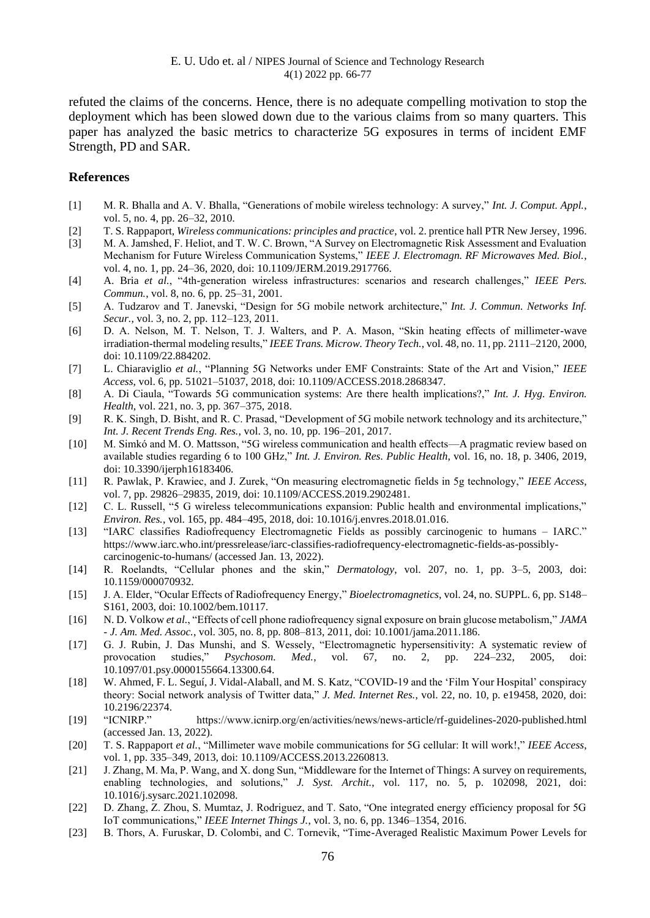refuted the claims of the concerns. Hence, there is no adequate compelling motivation to stop the deployment which has been slowed down due to the various claims from so many quarters. This paper has analyzed the basic metrics to characterize 5G exposures in terms of incident EMF Strength, PD and SAR.

## References

[1] M. R. Bhalla and A. V. Bhalla, "Generations of mobile wireless technology: A survey," *Int. J. Comput. Appl.*, vol. 5, no. 4, pp. 26–32, 2010.

[2] T. S. Rappaport, *Wireless communications: principles and practice*, vol. 2. prentice hall PTR New Jersey, 1996.

[3] M. A. Jamshed, F. Heliot, and T. W. C. Brown, "A Survey on Electromagnetic Risk Assessment and Evaluation Mechanism for Future Wireless Communication Systems," *IEEE J. Electromagn. RF Microwaves Med. Biol.*, vol. 4, no. 1, pp. 24–36, 2020, doi: 10.1109/JERM.2019.2917766.

[4] A. Bria *et al.*, "4th-generation wireless infrastructures: scenarios and research challenges," *IEEE Pers. Commun.*, vol. 8, no. 6, pp. 25–31, 2001.

[5] A. Tudzarov and T. Janevski, "Design for 5G mobile network architecture," *Int. J. Commun. Networks Inf. Secur.*, vol. 3, no. 2, pp. 112–123, 2011.

[6] D. A. Nelson, M. T. Nelson, T. J. Walters, and P. A. Mason, "Skin heating effects of millimeter-wave irradiation-thermal modeling results," *IEEE Trans. Microw. Theory Tech.*, vol. 48, no. 11, pp. 2111–2120, 2000, doi: 10.1109/22.884202.

[7] L. Chiaraviglio *et al.*, "Planning 5G Networks under EMF Constraints: State of the Art and Vision," *IEEE Access*, vol. 6, pp. 51021–51037, 2018, doi: 10.1109/ACCESS.2018.2868347.

[8] A. Di Ciaula, "Towards 5G communication systems: Are there health implications?," *Int. J. Hyg. Environ. Health*, vol. 221, no. 3, pp. 367–375, 2018.

[9] R. K. Singh, D. Bisht, and R. C. Prasad, "Development of 5G mobile network technology and its architecture," *Int. J. Recent Trends Eng. Res.*, vol. 3, no. 10, pp. 196–201, 2017.

[10] M. Simkó and M. O. Mattsson, "5G wireless communication and health effects—A pragmatic review based on available studies regarding 6 to 100 GHz," *Int. J. Environ. Res. Public Health*, vol. 16, no. 18, p. 3406, 2019, doi: 10.3390/ijerph16183406.

[11] R. Pawlak, P. Krawiec, and J. Zurek, "On measuring electromagnetic fields in 5g technology," *IEEE Access*, vol. 7, pp. 29826–29835, 2019, doi: 10.1109/ACCESS.2019.2902481.

[12] C. L. Russell, "5 G wireless telecommunications expansion: Public health and environmental implications," *Environ. Res.*, vol. 165, pp. 484–495, 2018, doi: 10.1016/j.envres.2018.01.016.

[13] "IARC classifies Radiofrequency Electromagnetic Fields as possibly carcinogenic to humans – IARC." https://www.iarc.who.int/pressrelease/iarc-classifies-radiofrequency-electromagnetic-fields-as-possibly-carcinogenic-to-humans/ (accessed Jan. 13, 2022).

[14] R. Roelandts, "Cellular phones and the skin," *Dermatology*, vol. 207, no. 1, pp. 3–5, 2003, doi: 10.1159/000070932.

[15] J. A. Elder, "Ocular Effects of Radiofrequency Energy," *Bioelectromagnetics*, vol. 24, no. SUPPL. 6, pp. S148–S161, 2003, doi: 10.1002/bem.10117.

[16] N. D. Volkow *et al.*, "Effects of cell phone radiofrequency signal exposure on brain glucose metabolism," *JAMA - J. Am. Med. Assoc.*, vol. 305, no. 8, pp. 808–813, 2011, doi: 10.1001/jama.2011.186.

[17] G. J. Rubin, J. Das Munshi, and S. Wessely, "Electromagnetic hypersensitivity: A systematic review of provocation studies," *Psychosom. Med.*, vol. 67, no. 2, pp. 224–232, 2005, doi: 10.1097/01.psy.0000155664.13300.64.

[18] W. Ahmed, F. L. Seguí, J. Vidal-Alaball, and M. S. Katz, "COVID-19 and the 'Film Your Hospital' conspiracy theory: Social network analysis of Twitter data," *J. Med. Internet Res.*, vol. 22, no. 10, p. e19458, 2020, doi: 10.2196/22374.

[19] "ICNIRP." https://www.icnirp.org/en/activities/news/news-article/rf-guidelines-2020-published.html (accessed Jan. 13, 2022).

[20] T. S. Rappaport *et al.*, "Millimeter wave mobile communications for 5G cellular: It will work!," *IEEE Access*, vol. 1, pp. 335–349, 2013, doi: 10.1109/ACCESS.2013.2260813.

[21] J. Zhang, M. Ma, P. Wang, and X. dong Sun, "Middleware for the Internet of Things: A survey on requirements, enabling technologies, and solutions," *J. Syst. Archit.*, vol. 117, no. 5, p. 102098, 2021, doi: 10.1016/j.sysarc.2021.102098.

[22] D. Zhang, Z. Zhou, S. Mumtaz, J. Rodriguez, and T. Sato, "One integrated energy efficiency proposal for 5G IoT communications," *IEEE Internet Things J.*, vol. 3, no. 6, pp. 1346–1354, 2016.

[23] B. Thors, A. Furuskar, D. Colombi, and C. Tornevik, "Time-Averaged Realistic Maximum Power Levels for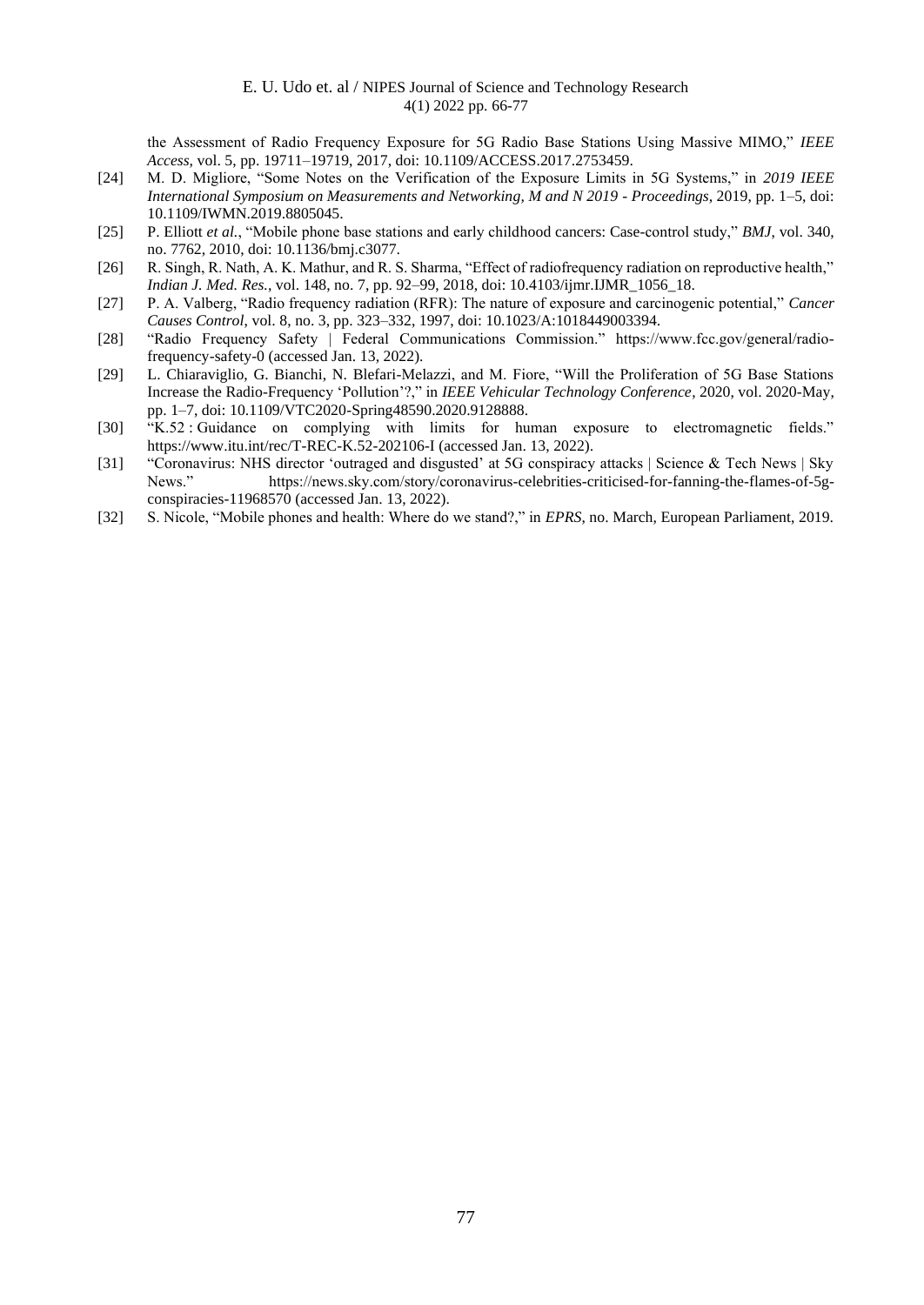the Assessment of Radio Frequency Exposure for 5G Radio Base Stations Using Massive MIMO," *IEEE Access*, vol. 5, pp. 19711–19719, 2017, doi: 10.1109/ACCESS.2017.2753459.

[24] M. D. Migliore, "Some Notes on the Verification of the Exposure Limits in 5G Systems," in *2019 IEEE International Symposium on Measurements and Networking, M and N 2019 - Proceedings*, 2019, pp. 1–5, doi: 10.1109/IWMN.2019.8805045.

[25] P. Elliott *et al.*, "Mobile phone base stations and early childhood cancers: Case-control study," *BMJ*, vol. 340, no. 7762, 2010, doi: 10.1136/bmj.c3077.

[26] R. Singh, R. Nath, A. K. Mathur, and R. S. Sharma, "Effect of radiofrequency radiation on reproductive health," *Indian J. Med. Res.*, vol. 148, no. 7, pp. 92–99, 2018, doi: 10.4103/ijmr.IJMR_1056_18.

[27] P. A. Valberg, "Radio frequency radiation (RFR): The nature of exposure and carcinogenic potential," *Cancer Causes Control*, vol. 8, no. 3, pp. 323–332, 1997, doi: 10.1023/A:1018449003394.

[28] "Radio Frequency Safety | Federal Communications Commission." https://www.fcc.gov/general/radio-frequency-safety-0 (accessed Jan. 13, 2022).

[29] L. Chiaraviglio, G. Bianchi, N. Blefari-Melazzi, and M. Fiore, "Will the Proliferation of 5G Base Stations Increase the Radio-Frequency 'Pollution'?," in *IEEE Vehicular Technology Conference*, 2020, vol. 2020-May, pp. 1–7, doi: 10.1109/VTC2020-Spring48590.2020.9128888.

[30] "K.52 : Guidance on complying with limits for human exposure to electromagnetic fields." https://www.itu.int/rec/T-REC-K.52-202106-I (accessed Jan. 13, 2022).

[31] "Coronavirus: NHS director 'outraged and disgusted' at 5G conspiracy attacks | Science & Tech News | Sky News." https://news.sky.com/story/coronavirus-celebrities-criticised-for-fanning-the-flames-of-5g-conspiracies-11968570 (accessed Jan. 13, 2022).

[32] S. Nicole, "Mobile phones and health: Where do we stand?," in *EPRS*, no. March, European Parliament, 2019.